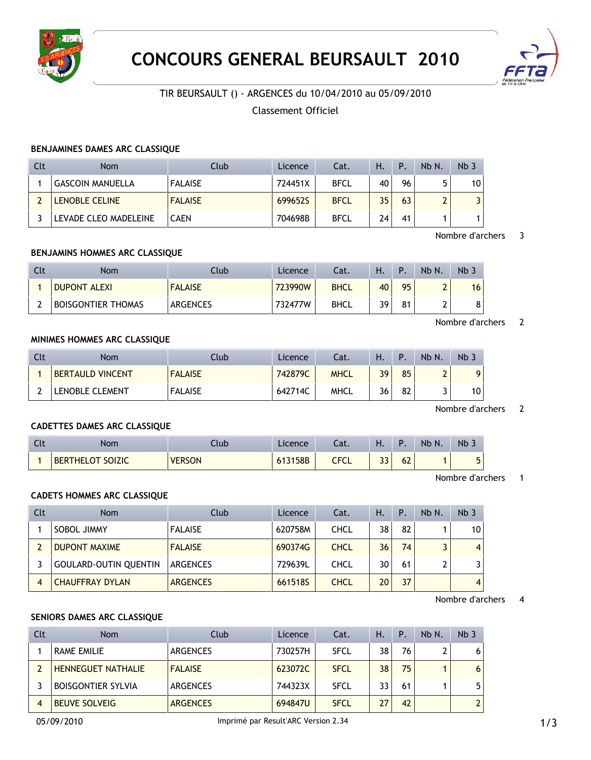# CONCOURS GENERAL BEURSAULT 2010

TIR BEURSAULT () - ARGENCES du 10/04/2010 au 05/09/2010

Classement Officiel

### BENJAMINES DAMES ARC CLASSIQUE

| Clt | Nom | Club | Licence | Cat. | H. | P. | Nb N. | Nb 3 |
|---|---|---|---|---|---|---|---|---|
| 1 | GASCOIN MANUELLA | FALAISE | 724451X | BFCL | 40 | 96 | 5 | 10 |
| 2 | LENOBLE CELINE | FALAISE | 699652S | BFCL | 35 | 63 | 2 | 3 |
| 3 | LEVADE CLEO MADELEINE | CAEN | 704698B | BFCL | 24 | 41 | 1 | 1 |

Nombre d'archers 3

### BENJAMINS HOMMES ARC CLASSIQUE

| Clt | Nom | Club | Licence | Cat. | H. | P. | Nb N. | Nb 3 |
|---|---|---|---|---|---|---|---|---|
| 1 | DUPONT ALEXI | FALAISE | 723990W | BHCL | 40 | 95 | 2 | 16 |
| 2 | BOISGONTIER THOMAS | ARGENCES | 732477W | BHCL | 39 | 81 | 2 | 8 |

Nombre d'archers 2

### MINIMES HOMMES ARC CLASSIQUE

| Clt | Nom | Club | Licence | Cat. | H. | P. | Nb N. | Nb 3 |
|---|---|---|---|---|---|---|---|---|
| 1 | BERTAULD VINCENT | FALAISE | 742879C | MHCL | 39 | 85 | 2 | 9 |
| 2 | LENOBLE CLEMENT | FALAISE | 642714C | MHCL | 36 | 82 | 3 | 10 |

Nombre d'archers 2

### CADETTES DAMES ARC CLASSIQUE

| Clt | Nom | Club | Licence | Cat. | H. | P. | Nb N. | Nb 3 |
|---|---|---|---|---|---|---|---|---|
| 1 | BERTHELOT SOIZIC | VERSON | 613158B | CFCL | 33 | 62 | 1 | 5 |

Nombre d'archers 1

### CADETS HOMMES ARC CLASSIQUE

| Clt | Nom | Club | Licence | Cat. | H. | P. | Nb N. | Nb 3 |
|---|---|---|---|---|---|---|---|---|
| 1 | SOBOL JIMMY | FALAISE | 620758M | CHCL | 38 | 82 | 1 | 10 |
| 2 | DUPONT MAXIME | FALAISE | 690374G | CHCL | 36 | 74 | 3 | 4 |
| 3 | GOULARD-OUTIN QUENTIN | ARGENCES | 729639L | CHCL | 30 | 61 | 2 | 3 |
| 4 | CHAUFFRAY DYLAN | ARGENCES | 661518S | CHCL | 20 | 37 | | 4 |

Nombre d'archers 4

### SENIORS DAMES ARC CLASSIQUE

| Clt | Nom | Club | Licence | Cat. | H. | P. | Nb N. | Nb 3 |
|---|---|---|---|---|---|---|---|---|
| 1 | RAME EMILIE | ARGENCES | 730257H | SFCL | 38 | 76 | 2 | 6 |
| 2 | HENNEGUET NATHALIE | FALAISE | 623072C | SFCL | 38 | 75 | 1 | 6 |
| 3 | BOISGONTIER SYLVIA | ARGENCES | 744323X | SFCL | 33 | 61 | 1 | 5 |
| 4 | BEUVE SOLVEIG | ARGENCES | 694847U | SFCL | 27 | 42 | | 2 |

05/09/2010 Imprimé par Result'ARC Version 2.34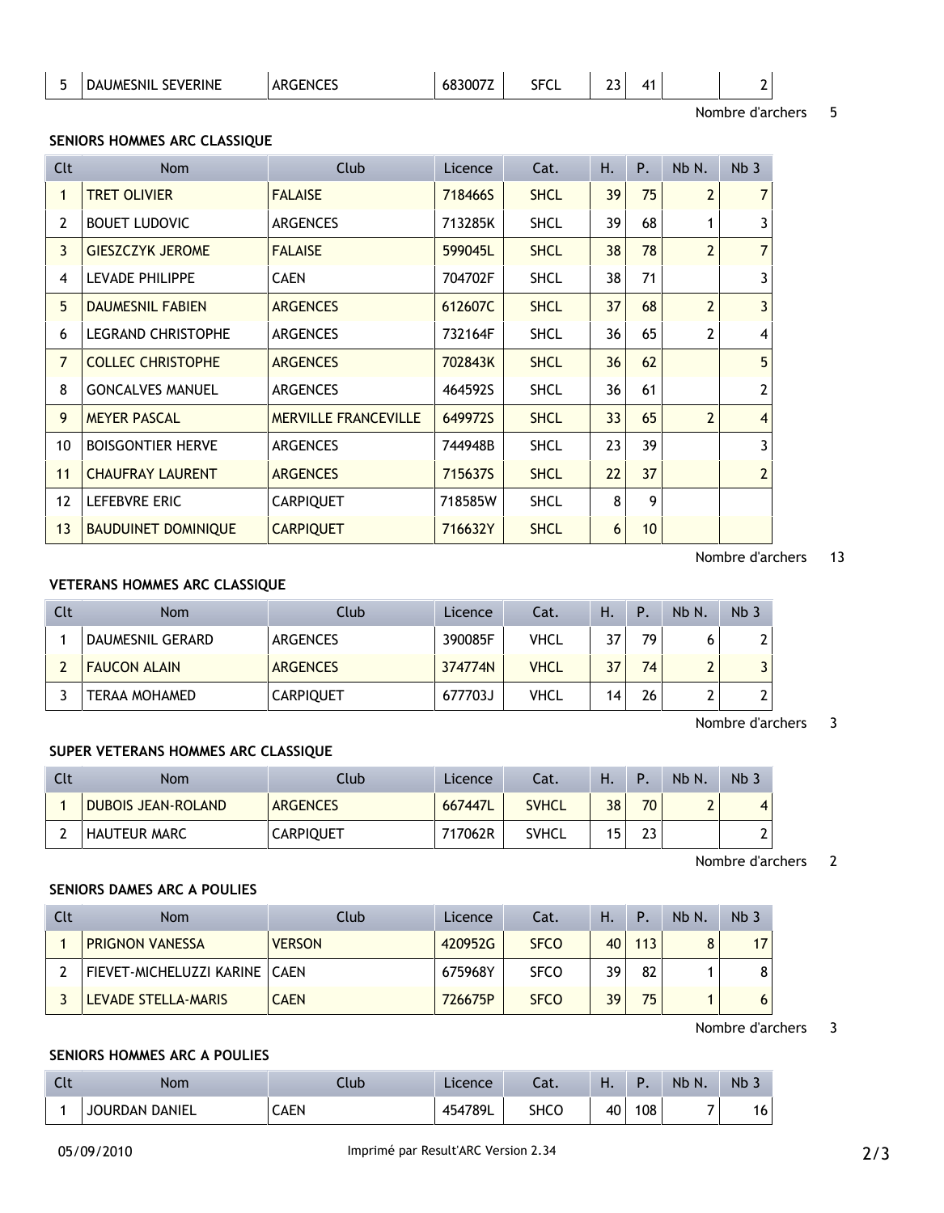| Clt | Nom | Club | Licence | Cat. | H. | P. | Nb N. | Nb 3 |
|---|---|---|---|---|---|---|---|---|
| 5 | DAUMESNIL SEVERINE | ARGENCES | 683007Z | SFCL | 23 | 41 | | 2 |

Nombre d'archers 5

**SENIORS HOMMES ARC CLASSIQUE**

| Clt | Nom | Club | Licence | Cat. | H. | P. | Nb N. | Nb 3 |
|---|---|---|---|---|---|---|---|---|
| 1 | TRET OLIVIER | FALAISE | 718466S | SHCL | 39 | 75 | 2 | 7 |
| 2 | BOUET LUDOVIC | ARGENCES | 713285K | SHCL | 39 | 68 | 1 | 3 |
| 3 | GIESZCZYK JEROME | FALAISE | 599045L | SHCL | 38 | 78 | 2 | 7 |
| 4 | LEVADE PHILIPPE | CAEN | 704702F | SHCL | 38 | 71 | | 3 |
| 5 | DAUMESNIL FABIEN | ARGENCES | 612607C | SHCL | 37 | 68 | 2 | 3 |
| 6 | LEGRAND CHRISTOPHE | ARGENCES | 732164F | SHCL | 36 | 65 | 2 | 4 |
| 7 | COLLEC CHRISTOPHE | ARGENCES | 702843K | SHCL | 36 | 62 | | 5 |
| 8 | GONCALVES MANUEL | ARGENCES | 464592S | SHCL | 36 | 61 | | 2 |
| 9 | MEYER PASCAL | MERVILLE FRANCEVILLE | 649972S | SHCL | 33 | 65 | 2 | 4 |
| 10 | BOISGONTIER HERVE | ARGENCES | 744948B | SHCL | 23 | 39 | | 3 |
| 11 | CHAUFRAY LAURENT | ARGENCES | 715637S | SHCL | 22 | 37 | | 2 |
| 12 | LEFEBVRE ERIC | CARPIQUET | 718585W | SHCL | 8 | 9 | | |
| 13 | BAUDUINET DOMINIQUE | CARPIQUET | 716632Y | SHCL | 6 | 10 | | |

Nombre d'archers 13

**VETERANS HOMMES ARC CLASSIQUE**

| Clt | Nom | Club | Licence | Cat. | H. | P. | Nb N. | Nb 3 |
|---|---|---|---|---|---|---|---|---|
| 1 | DAUMESNIL GERARD | ARGENCES | 390085F | VHCL | 37 | 79 | 6 | 2 |
| 2 | FAUCON ALAIN | ARGENCES | 374774N | VHCL | 37 | 74 | 2 | 3 |
| 3 | TERAA MOHAMED | CARPIQUET | 677703J | VHCL | 14 | 26 | 2 | 2 |

Nombre d'archers 3

**SUPER VETERANS HOMMES ARC CLASSIQUE**

| Clt | Nom | Club | Licence | Cat. | H. | P. | Nb N. | Nb 3 |
|---|---|---|---|---|---|---|---|---|
| 1 | DUBOIS JEAN-ROLAND | ARGENCES | 667447L | SVHCL | 38 | 70 | 2 | 4 |
| 2 | HAUTEUR MARC | CARPIQUET | 717062R | SVHCL | 15 | 23 | | 2 |

Nombre d'archers 2

**SENIORS DAMES ARC A POULIES**

| Clt | Nom | Club | Licence | Cat. | H. | P. | Nb N. | Nb 3 |
|---|---|---|---|---|---|---|---|---|
| 1 | PRIGNON VANESSA | VERSON | 420952G | SFCO | 40 | 113 | 8 | 17 |
| 2 | FIEVET-MICHELUZZI KARINE | CAEN | 675968Y | SFCO | 39 | 82 | 1 | 8 |
| 3 | LEVADE STELLA-MARIS | CAEN | 726675P | SFCO | 39 | 75 | 1 | 6 |

Nombre d'archers 3

**SENIORS HOMMES ARC A POULIES**

| Clt | Nom | Club | Licence | Cat. | H. | P. | Nb N. | Nb 3 |
|---|---|---|---|---|---|---|---|---|
| 1 | JOURDAN DANIEL | CAEN | 454789L | SHCO | 40 | 108 | 7 | 16 |

05/09/2010 Imprimé par Result'ARC Version 2.34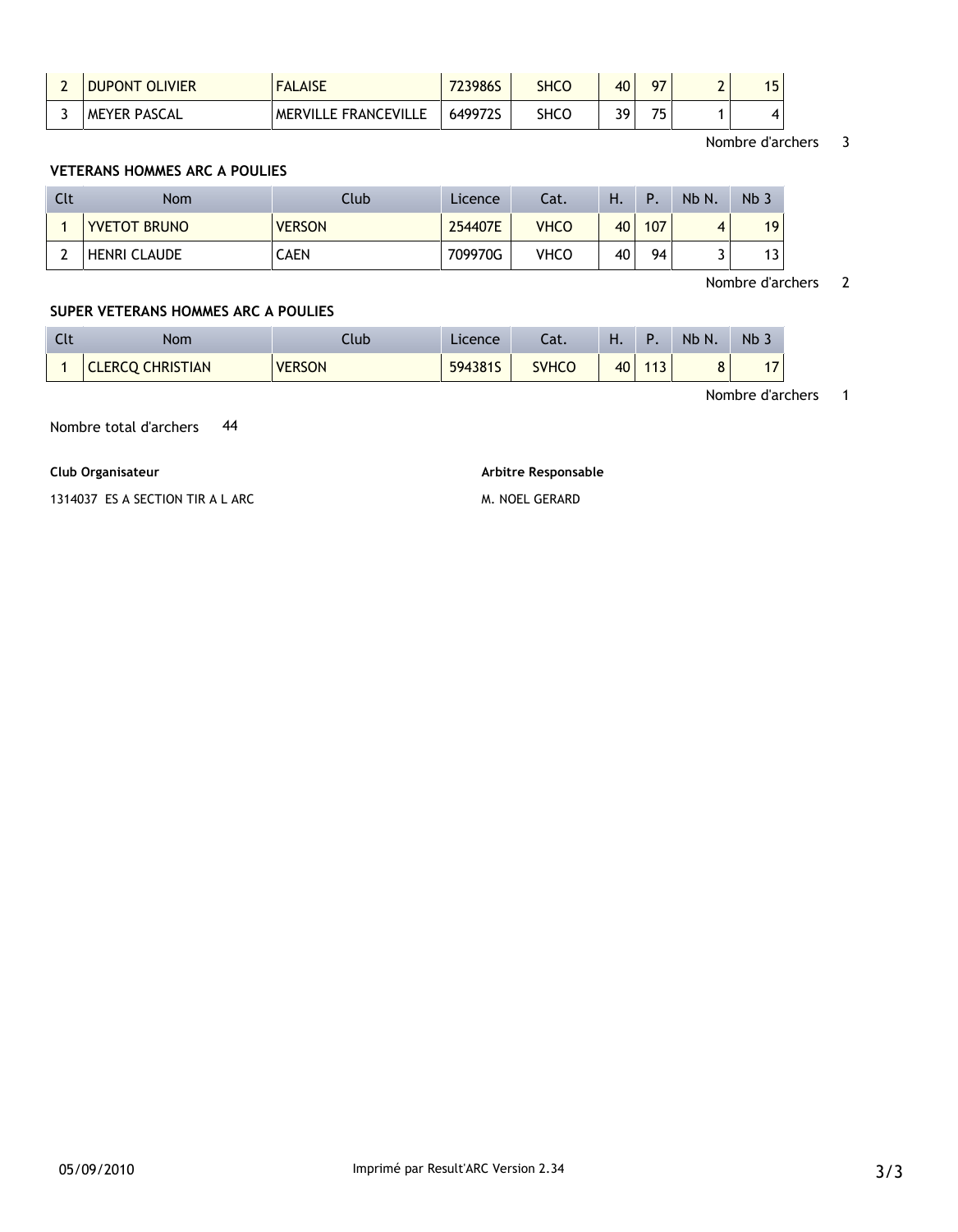| | | | | | | | | |
|---|---|---|---|---|---|---|---|---|
| 2 | DUPONT OLIVIER | FALAISE | 723986S | SHCO | 40 | 97 | 2 | 15 |
| 3 | MEYER PASCAL | MERVILLE FRANCEVILLE | 649972S | SHCO | 39 | 75 | 1 | 4 |

Nombre d'archers 3

**VETERANS HOMMES ARC A POULIES**

| Clt | Nom | Club | Licence | Cat. | H. | P. | Nb N. | Nb 3 |
|---|---|---|---|---|---|---|---|---|
| 1 | YVETOT BRUNO | VERSON | 254407E | VHCO | 40 | 107 | 4 | 19 |
| 2 | HENRI CLAUDE | CAEN | 709970G | VHCO | 40 | 94 | 3 | 13 |

Nombre d'archers 2

**SUPER VETERANS HOMMES ARC A POULIES**

| Clt | Nom | Club | Licence | Cat. | H. | P. | Nb N. | Nb 3 |
|---|---|---|---|---|---|---|---|---|
| 1 | CLERCQ CHRISTIAN | VERSON | 594381S | SVHCO | 40 | 113 | 8 | 17 |

Nombre d'archers 1

Nombre total d'archers 44

**Club Organisateur**

1314037 ES A SECTION TIR A L ARC

**Arbitre Responsable**

M. NOEL GERARD

05/09/2010 Imprimé par Result'ARC Version 2.34